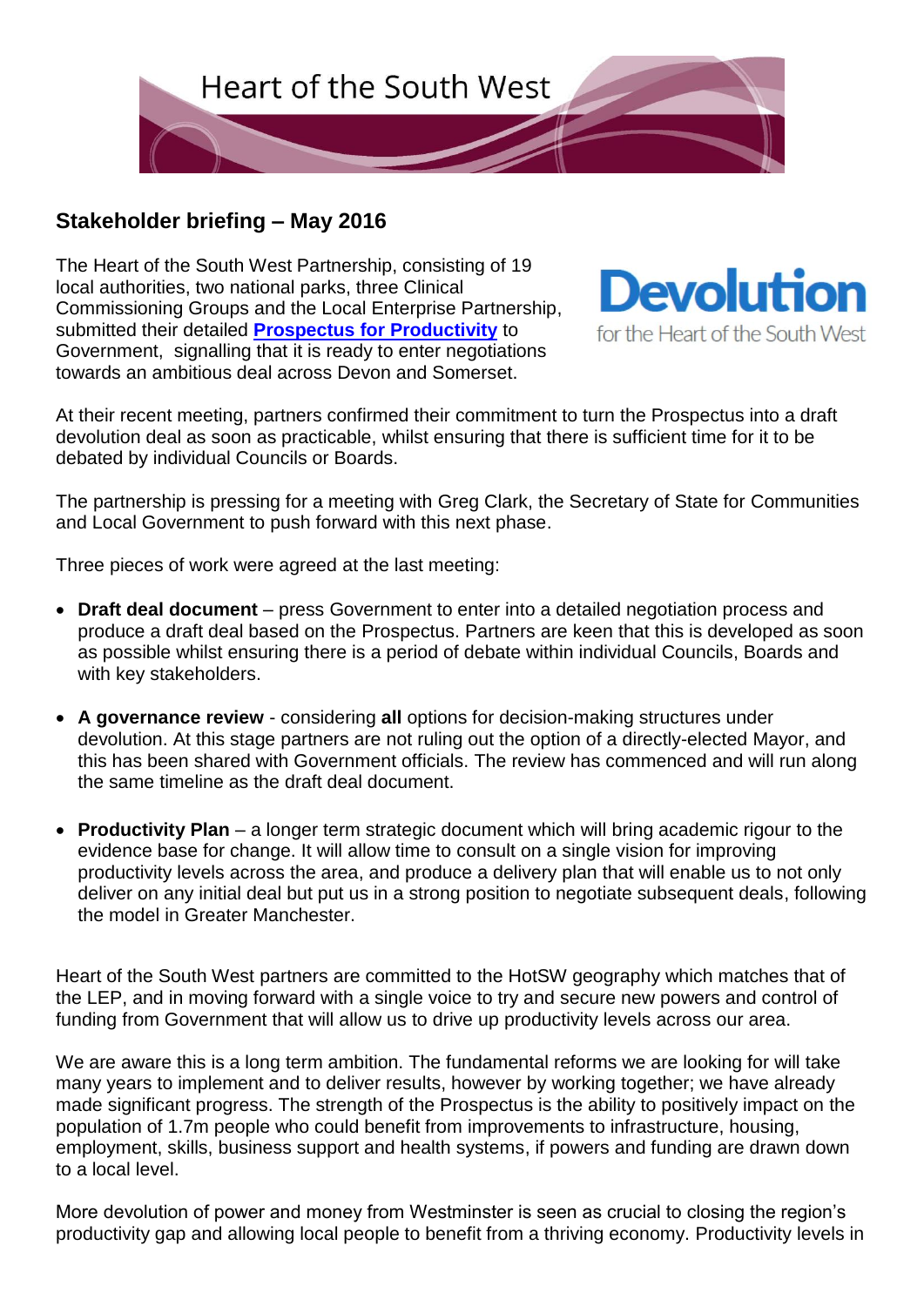# Heart of the South West

## Stakeholder briefing – May 2016

**Devolution**
for the Heart of the South West

The Heart of the South West Partnership, consisting of 19 local authorities, two national parks, three Clinical Commissioning Groups and the Local Enterprise Partnership, submitted their detailed **Prospectus for Productivity** to Government, signalling that it is ready to enter negotiations towards an ambitious deal across Devon and Somerset.

At their recent meeting, partners confirmed their commitment to turn the Prospectus into a draft devolution deal as soon as practicable, whilst ensuring that there is sufficient time for it to be debated by individual Councils or Boards.

The partnership is pressing for a meeting with Greg Clark, the Secretary of State for Communities and Local Government to push forward with this next phase.

Three pieces of work were agreed at the last meeting:

- **Draft deal document** – press Government to enter into a detailed negotiation process and produce a draft deal based on the Prospectus. Partners are keen that this is developed as soon as possible whilst ensuring there is a period of debate within individual Councils, Boards and with key stakeholders.

- **A governance review** - considering **all** options for decision-making structures under devolution. At this stage partners are not ruling out the option of a directly-elected Mayor, and this has been shared with Government officials. The review has commenced and will run along the same timeline as the draft deal document.

- **Productivity Plan** – a longer term strategic document which will bring academic rigour to the evidence base for change. It will allow time to consult on a single vision for improving productivity levels across the area, and produce a delivery plan that will enable us to not only deliver on any initial deal but put us in a strong position to negotiate subsequent deals, following the model in Greater Manchester.

Heart of the South West partners are committed to the HotSW geography which matches that of the LEP, and in moving forward with a single voice to try and secure new powers and control of funding from Government that will allow us to drive up productivity levels across our area.

We are aware this is a long term ambition. The fundamental reforms we are looking for will take many years to implement and to deliver results, however by working together; we have already made significant progress. The strength of the Prospectus is the ability to positively impact on the population of 1.7m people who could benefit from improvements to infrastructure, housing, employment, skills, business support and health systems, if powers and funding are drawn down to a local level.

More devolution of power and money from Westminster is seen as crucial to closing the region's productivity gap and allowing local people to benefit from a thriving economy. Productivity levels in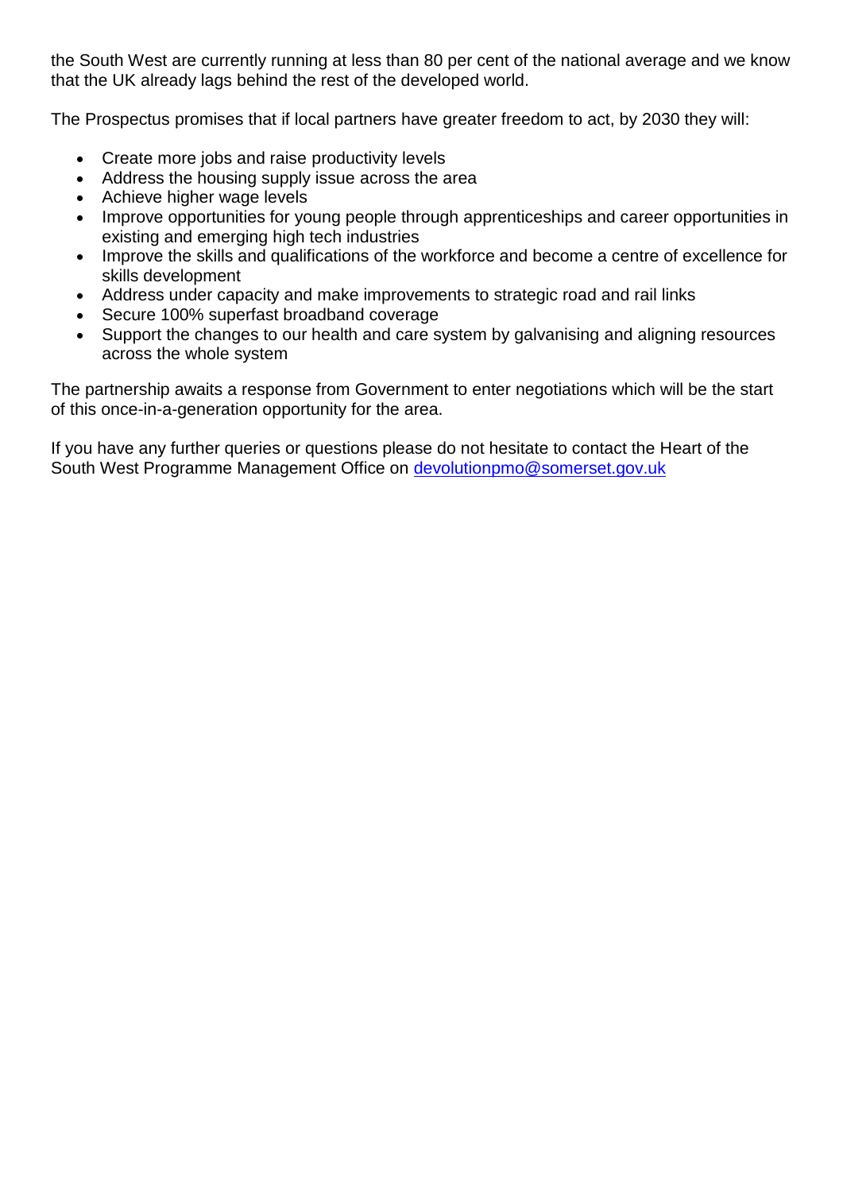the South West are currently running at less than 80 per cent of the national average and we know that the UK already lags behind the rest of the developed world.

The Prospectus promises that if local partners have greater freedom to act, by 2030 they will:

- Create more jobs and raise productivity levels
- Address the housing supply issue across the area
- Achieve higher wage levels
- Improve opportunities for young people through apprenticeships and career opportunities in existing and emerging high tech industries
- Improve the skills and qualifications of the workforce and become a centre of excellence for skills development
- Address under capacity and make improvements to strategic road and rail links
- Secure 100% superfast broadband coverage
- Support the changes to our health and care system by galvanising and aligning resources across the whole system

The partnership awaits a response from Government to enter negotiations which will be the start of this once-in-a-generation opportunity for the area.

If you have any further queries or questions please do not hesitate to contact the Heart of the South West Programme Management Office on [devolutionpmo@somerset.gov.uk](mailto:devolutionpmo@somerset.gov.uk)